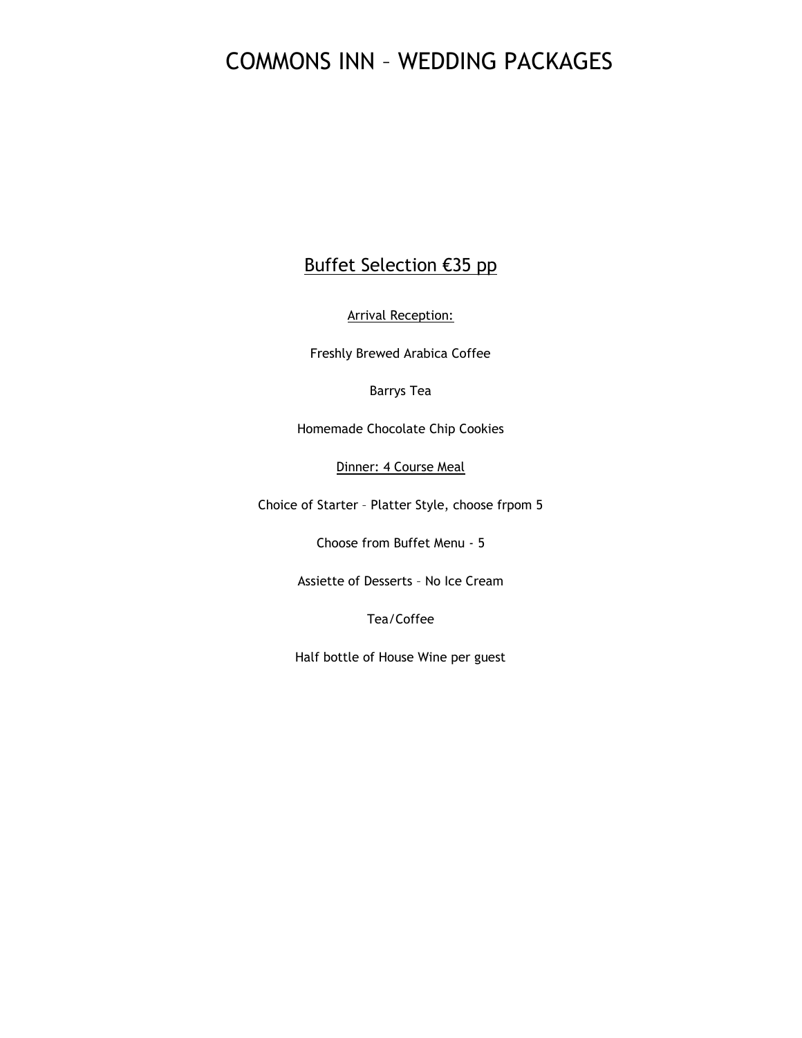# COMMONS INN – WEDDING PACKAGES

## Buffet Selection €35 pp

Arrival Reception:

Freshly Brewed Arabica Coffee

Barrys Tea

Homemade Chocolate Chip Cookies

Dinner: 4 Course Meal

Choice of Starter – Platter Style, choose frpom 5

Choose from Buffet Menu - 5

Assiette of Desserts – No Ice Cream

Tea/Coffee

Half bottle of House Wine per guest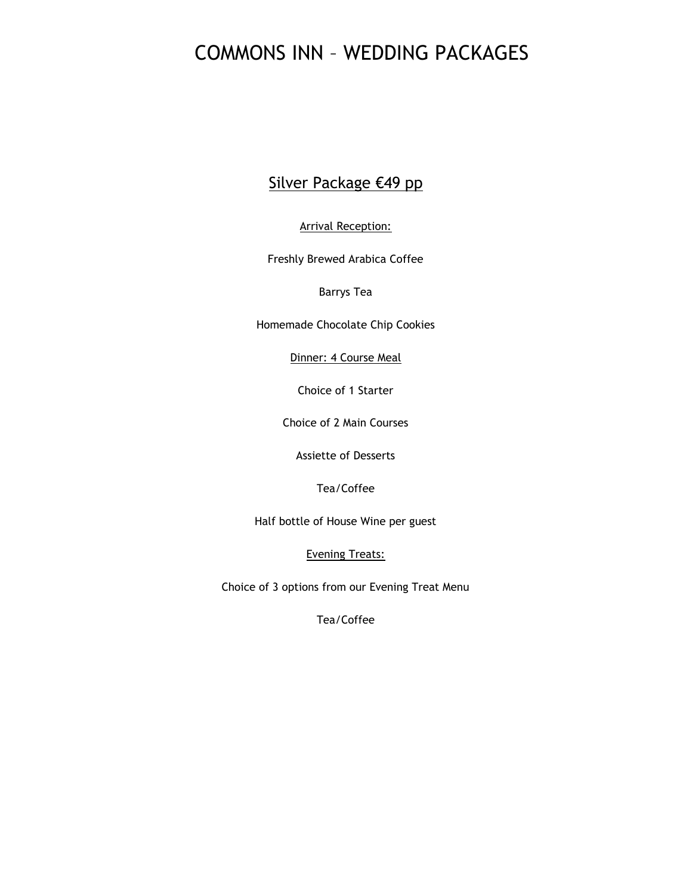# COMMONS INN – WEDDING PACKAGES

## Silver Package €49 pp

Arrival Reception:

Freshly Brewed Arabica Coffee

Barrys Tea

Homemade Chocolate Chip Cookies

Dinner: 4 Course Meal

Choice of 1 Starter

Choice of 2 Main Courses

Assiette of Desserts

Tea/Coffee

Half bottle of House Wine per guest

Evening Treats:

Choice of 3 options from our Evening Treat Menu

Tea/Coffee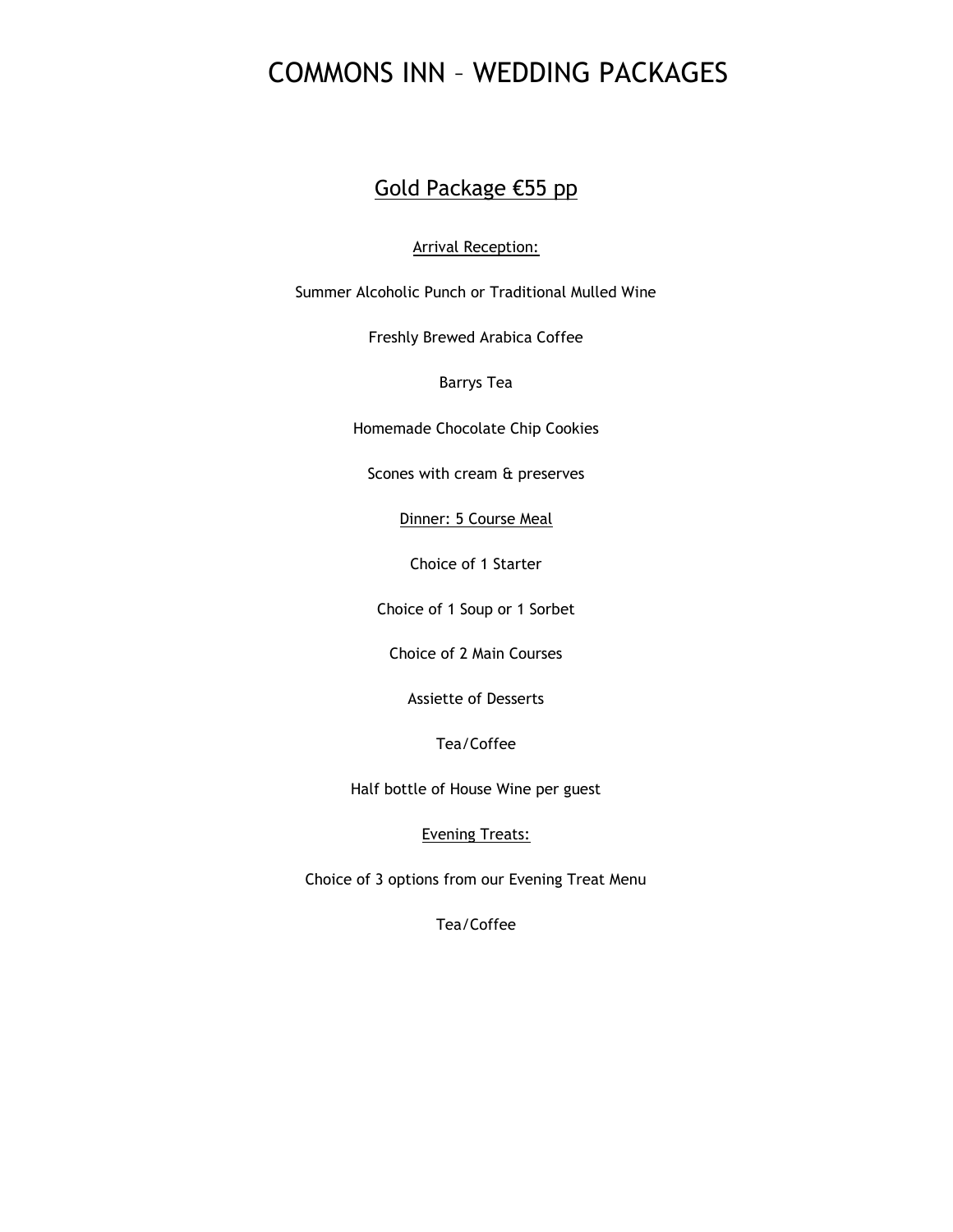# COMMONS INN – WEDDING PACKAGES

## Gold Package €55 pp

### Arrival Reception:

Summer Alcoholic Punch or Traditional Mulled Wine

Freshly Brewed Arabica Coffee

Barrys Tea

Homemade Chocolate Chip Cookies

Scones with cream & preserves

### Dinner: 5 Course Meal

Choice of 1 Starter

Choice of 1 Soup or 1 Sorbet

Choice of 2 Main Courses

Assiette of Desserts

Tea/Coffee

Half bottle of House Wine per guest

### Evening Treats:

Choice of 3 options from our Evening Treat Menu

Tea/Coffee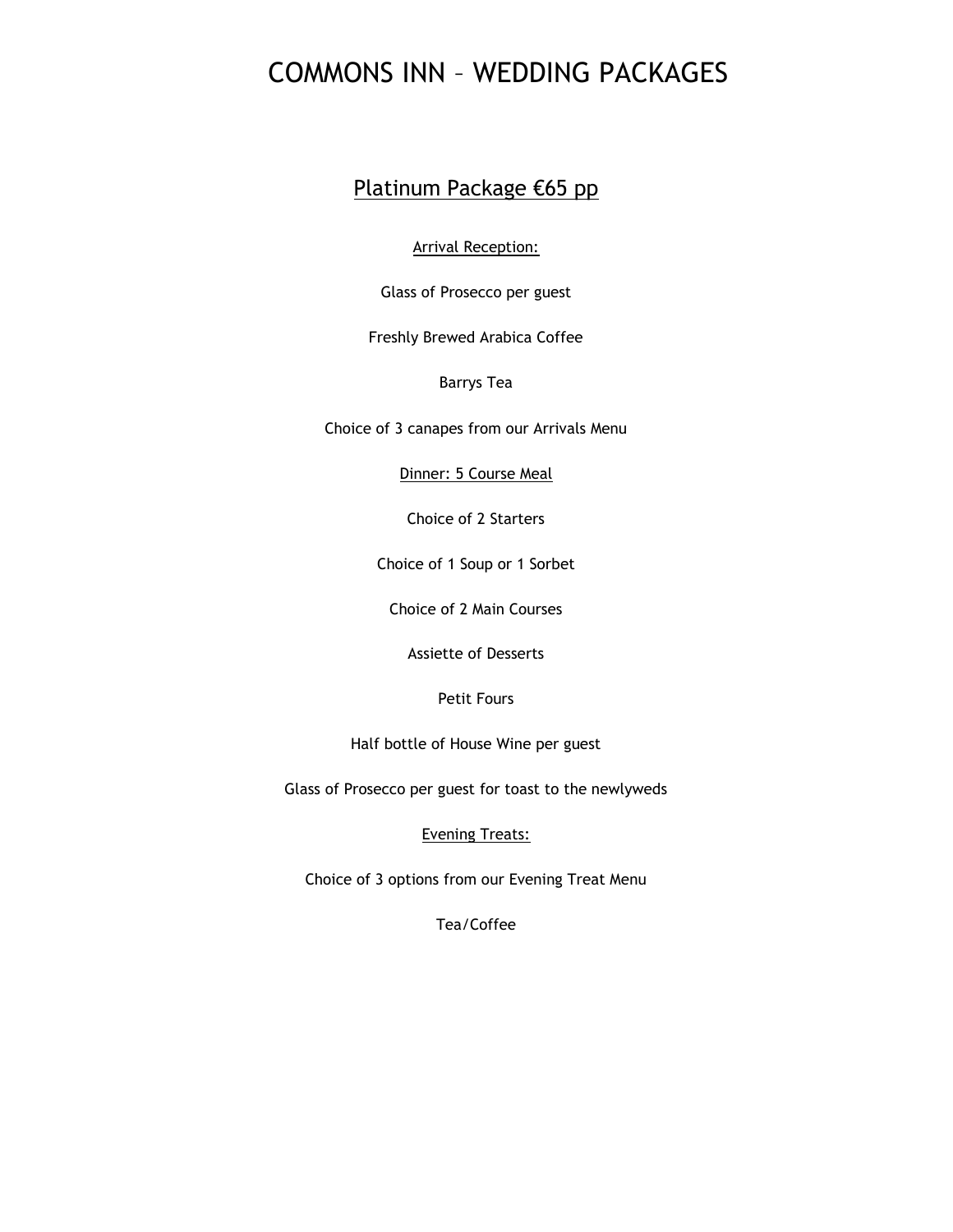# COMMONS INN – WEDDING PACKAGES

## Platinum Package €65 pp

### Arrival Reception:

Glass of Prosecco per guest

Freshly Brewed Arabica Coffee

Barrys Tea

Choice of 3 canapes from our Arrivals Menu

### Dinner: 5 Course Meal

Choice of 2 Starters

Choice of 1 Soup or 1 Sorbet

Choice of 2 Main Courses

Assiette of Desserts

Petit Fours

Half bottle of House Wine per guest

Glass of Prosecco per guest for toast to the newlyweds

### Evening Treats:

Choice of 3 options from our Evening Treat Menu

Tea/Coffee